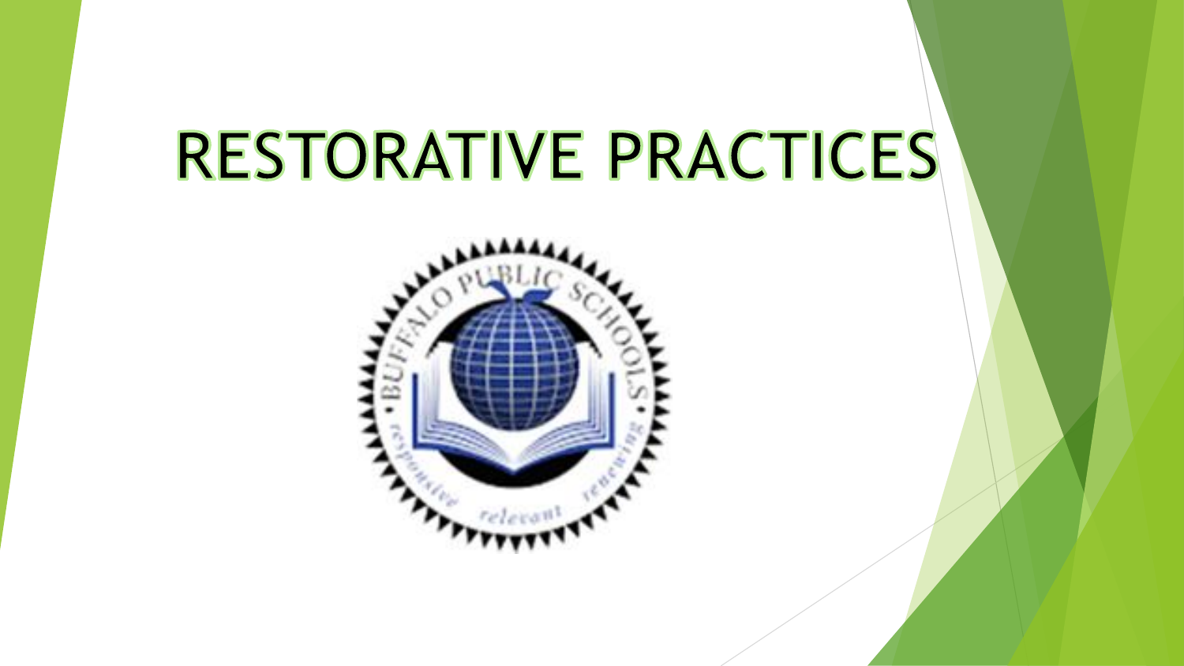# RESTORATIVE PRACTICES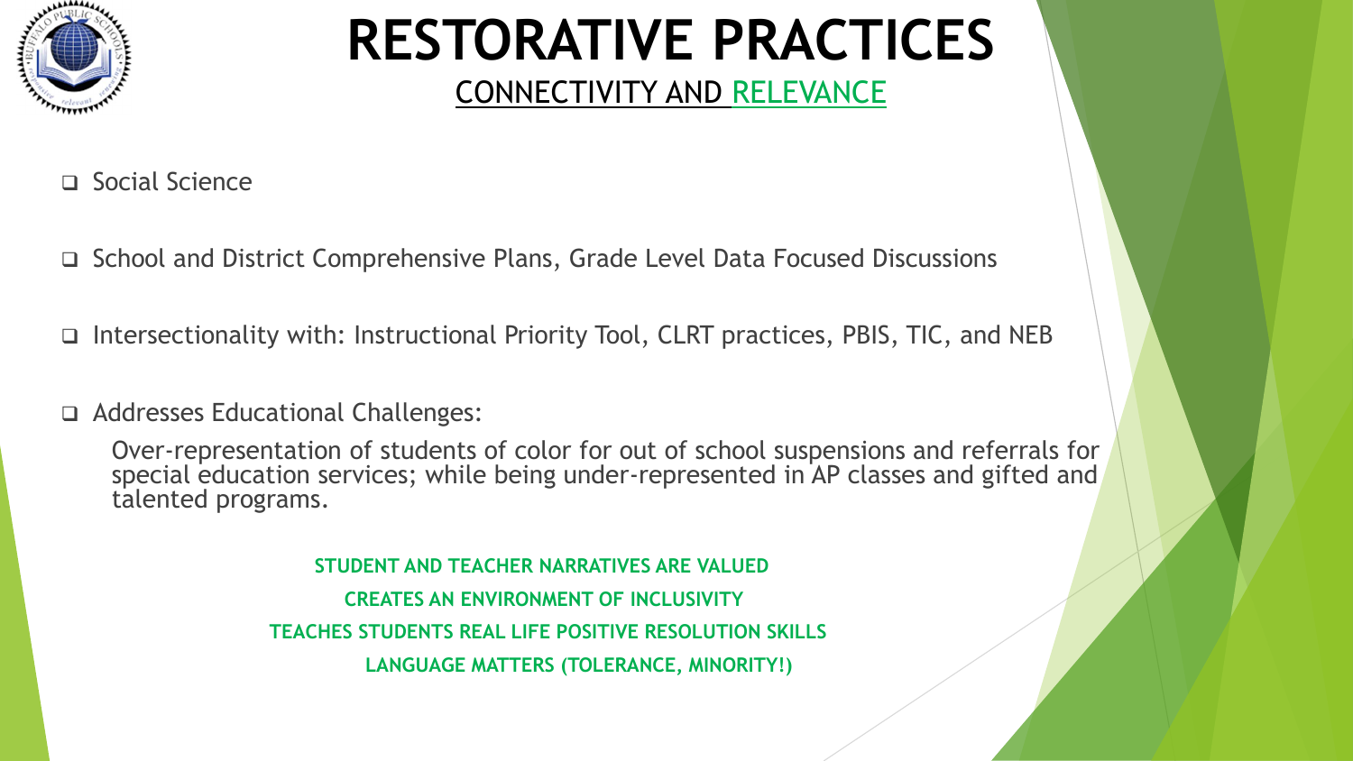# RESTORATIVE PRACTICES

## CONNECTIVITY AND RELEVANCE

- Social Science
- School and District Comprehensive Plans, Grade Level Data Focused Discussions
- Intersectionality with: Instructional Priority Tool, CLRT practices, PBIS, TIC, and NEB
- Addresses Educational Challenges:

  Over-representation of students of color for out of school suspensions and referrals for special education services; while being under-represented in AP classes and gifted and talented programs.

**STUDENT AND TEACHER NARRATIVES ARE VALUED**

**CREATES AN ENVIRONMENT OF INCLUSIVITY**

**TEACHES STUDENTS REAL LIFE POSITIVE RESOLUTION SKILLS**

**LANGUAGE MATTERS (TOLERANCE, MINORITY!)**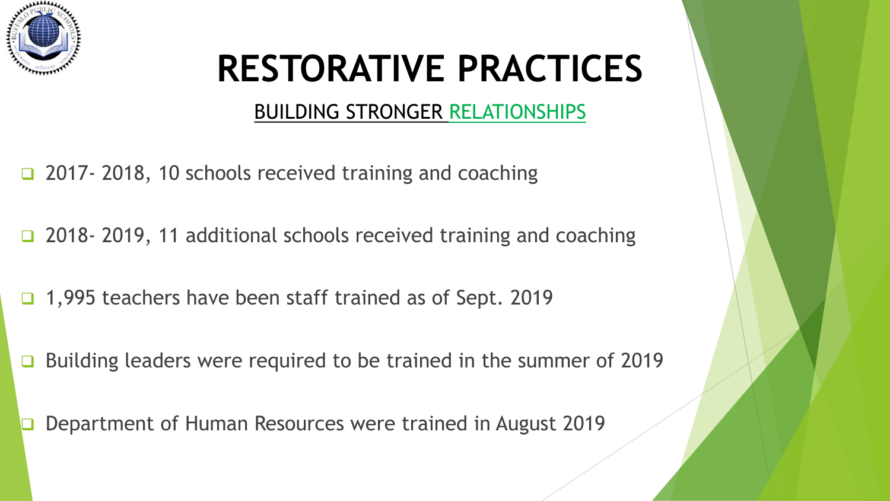# RESTORATIVE PRACTICES

## BUILDING STRONGER RELATIONSHIPS

- 2017- 2018, 10 schools received training and coaching
- 2018- 2019, 11 additional schools received training and coaching
- 1,995 teachers have been staff trained as of Sept. 2019
- Building leaders were required to be trained in the summer of 2019
- Department of Human Resources were trained in August 2019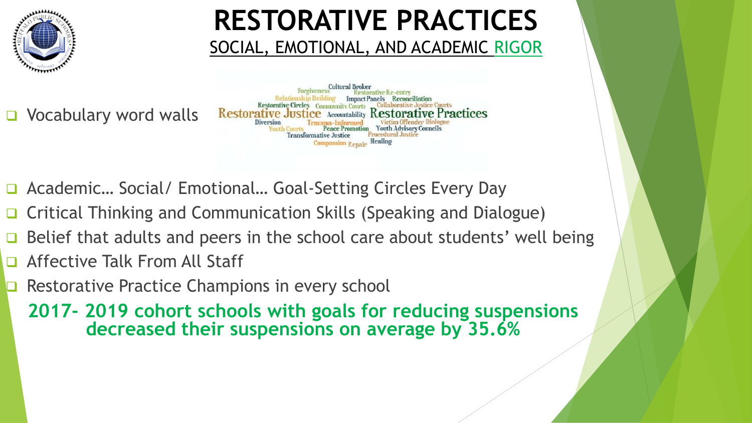# RESTORATIVE PRACTICES

## SOCIAL, EMOTIONAL, AND ACADEMIC RIGOR

- Vocabulary word walls

Cultural Broker
Forgiveness
Restorative Re-entry
Relationship Building
Impact Panels
Reconciliation
Restorative Circles
Community Courts
Collaborative Justice Courts
Restorative Justice
Accountability
Restorative Practices
Diversion
Trauma-Informed
Victim Offender Dialogue
Youth Courts
Peace Promotion
Youth Advisory Councils
Transformative Justice
Procedural Justice
Compassion
Repair
Healing

- Academic… Social/ Emotional… Goal-Setting Circles Every Day
- Critical Thinking and Communication Skills (Speaking and Dialogue)
- Belief that adults and peers in the school care about students' well being
- Affective Talk From All Staff
- Restorative Practice Champions in every school

**2017- 2019 cohort schools with goals for reducing suspensions decreased their suspensions on average by 35.6%**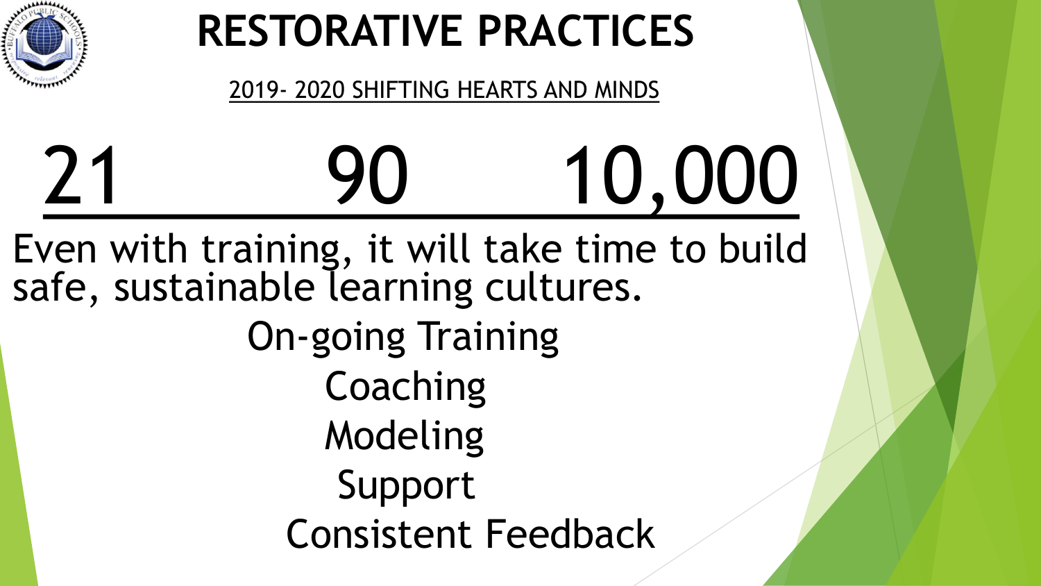# RESTORATIVE PRACTICES

2019- 2020 SHIFTING HEARTS AND MINDS

## 21 90 10,000

Even with training, it will take time to build safe, sustainable learning cultures.

On-going Training

Coaching

Modeling

Support

Consistent Feedback